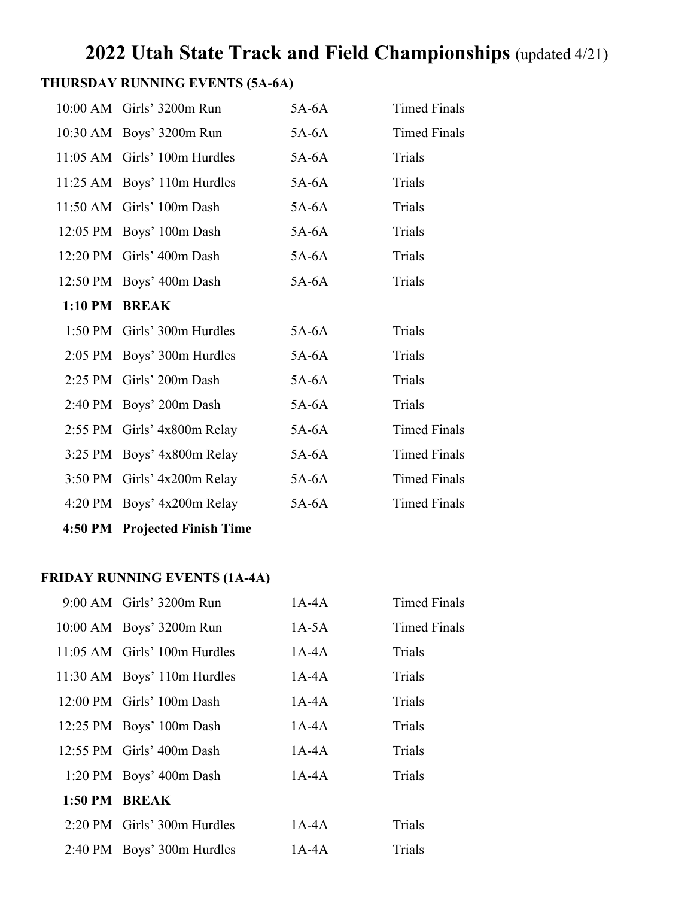# 2022 Utah State Track and Field Championships (updated 4/21)

## THURSDAY RUNNING EVENTS (5A-6A)

| Time | Event | Class | Type |
|---|---|---|---|
| 10:00 AM | Girls’ 3200m Run | 5A-6A | Timed Finals |
| 10:30 AM | Boys’ 3200m Run | 5A-6A | Timed Finals |
| 11:05 AM | Girls’ 100m Hurdles | 5A-6A | Trials |
| 11:25 AM | Boys’ 110m Hurdles | 5A-6A | Trials |
| 11:50 AM | Girls’ 100m Dash | 5A-6A | Trials |
| 12:05 PM | Boys’ 100m Dash | 5A-6A | Trials |
| 12:20 PM | Girls’ 400m Dash | 5A-6A | Trials |
| 12:50 PM | Boys’ 400m Dash | 5A-6A | Trials |
| **1:10 PM** | **BREAK** | | |
| 1:50 PM | Girls’ 300m Hurdles | 5A-6A | Trials |
| 2:05 PM | Boys’ 300m Hurdles | 5A-6A | Trials |
| 2:25 PM | Girls’ 200m Dash | 5A-6A | Trials |
| 2:40 PM | Boys’ 200m Dash | 5A-6A | Trials |
| 2:55 PM | Girls’ 4x800m Relay | 5A-6A | Timed Finals |
| 3:25 PM | Boys’ 4x800m Relay | 5A-6A | Timed Finals |
| 3:50 PM | Girls’ 4x200m Relay | 5A-6A | Timed Finals |
| 4:20 PM | Boys’ 4x200m Relay | 5A-6A | Timed Finals |
| **4:50 PM** | **Projected Finish Time** | | |

## FRIDAY RUNNING EVENTS (1A-4A)

| Time | Event | Class | Type |
|---|---|---|---|
| 9:00 AM | Girls’ 3200m Run | 1A-4A | Timed Finals |
| 10:00 AM | Boys’ 3200m Run | 1A-5A | Timed Finals |
| 11:05 AM | Girls’ 100m Hurdles | 1A-4A | Trials |
| 11:30 AM | Boys’ 110m Hurdles | 1A-4A | Trials |
| 12:00 PM | Girls’ 100m Dash | 1A-4A | Trials |
| 12:25 PM | Boys’ 100m Dash | 1A-4A | Trials |
| 12:55 PM | Girls’ 400m Dash | 1A-4A | Trials |
| 1:20 PM | Boys’ 400m Dash | 1A-4A | Trials |
| **1:50 PM** | **BREAK** | | |
| 2:20 PM | Girls’ 300m Hurdles | 1A-4A | Trials |
| 2:40 PM | Boys’ 300m Hurdles | 1A-4A | Trials |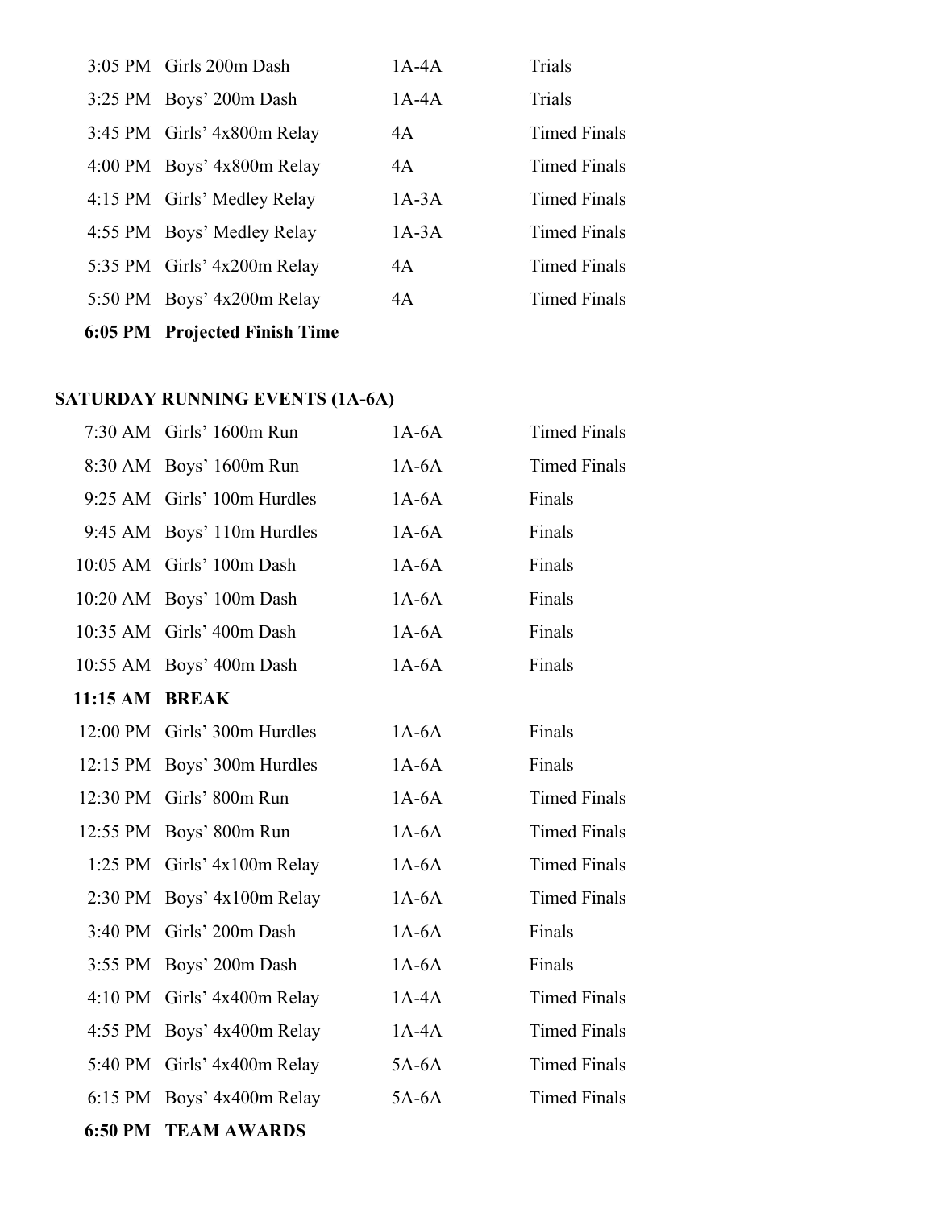| | | | |
|---|---|---|---|
| 3:05 PM | Girls 200m Dash | 1A-4A | Trials |
| 3:25 PM | Boys' 200m Dash | 1A-4A | Trials |
| 3:45 PM | Girls' 4x800m Relay | 4A | Timed Finals |
| 4:00 PM | Boys' 4x800m Relay | 4A | Timed Finals |
| 4:15 PM | Girls' Medley Relay | 1A-3A | Timed Finals |
| 4:55 PM | Boys' Medley Relay | 1A-3A | Timed Finals |
| 5:35 PM | Girls' 4x200m Relay | 4A | Timed Finals |
| 5:50 PM | Boys' 4x200m Relay | 4A | Timed Finals |
| **6:05 PM** | **Projected Finish Time** | | |

**SATURDAY RUNNING EVENTS (1A-6A)**

| | | | |
|---|---|---|---|
| 7:30 AM | Girls' 1600m Run | 1A-6A | Timed Finals |
| 8:30 AM | Boys' 1600m Run | 1A-6A | Timed Finals |
| 9:25 AM | Girls' 100m Hurdles | 1A-6A | Finals |
| 9:45 AM | Boys' 110m Hurdles | 1A-6A | Finals |
| 10:05 AM | Girls' 100m Dash | 1A-6A | Finals |
| 10:20 AM | Boys' 100m Dash | 1A-6A | Finals |
| 10:35 AM | Girls' 400m Dash | 1A-6A | Finals |
| 10:55 AM | Boys' 400m Dash | 1A-6A | Finals |
| **11:15 AM** | **BREAK** | | |
| 12:00 PM | Girls' 300m Hurdles | 1A-6A | Finals |
| 12:15 PM | Boys' 300m Hurdles | 1A-6A | Finals |
| 12:30 PM | Girls' 800m Run | 1A-6A | Timed Finals |
| 12:55 PM | Boys' 800m Run | 1A-6A | Timed Finals |
| 1:25 PM | Girls' 4x100m Relay | 1A-6A | Timed Finals |
| 2:30 PM | Boys' 4x100m Relay | 1A-6A | Timed Finals |
| 3:40 PM | Girls' 200m Dash | 1A-6A | Finals |
| 3:55 PM | Boys' 200m Dash | 1A-6A | Finals |
| 4:10 PM | Girls' 4x400m Relay | 1A-4A | Timed Finals |
| 4:55 PM | Boys' 4x400m Relay | 1A-4A | Timed Finals |
| 5:40 PM | Girls' 4x400m Relay | 5A-6A | Timed Finals |
| 6:15 PM | Boys' 4x400m Relay | 5A-6A | Timed Finals |
| **6:50 PM** | **TEAM AWARDS** | | |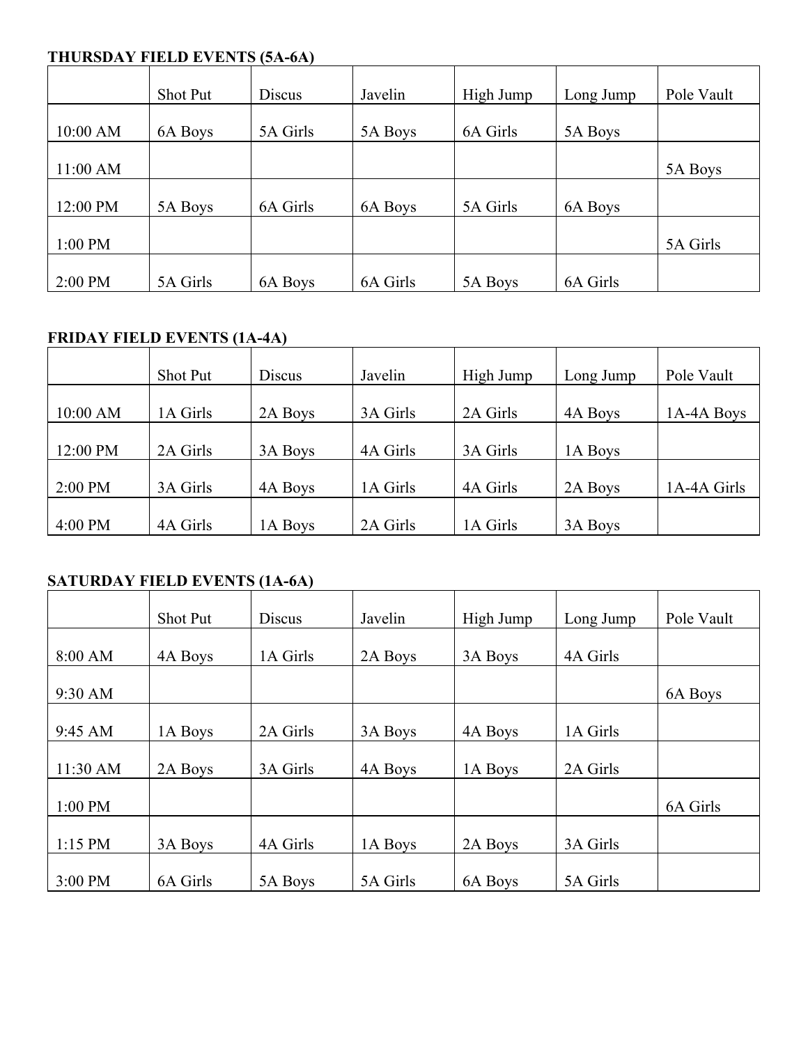**THURSDAY FIELD EVENTS (5A-6A)**

| | Shot Put | Discus | Javelin | High Jump | Long Jump | Pole Vault |
|---|---|---|---|---|---|---|
| 10:00 AM | 6A Boys | 5A Girls | 5A Boys | 6A Girls | 5A Boys | |
| 11:00 AM | | | | | | 5A Boys |
| 12:00 PM | 5A Boys | 6A Girls | 6A Boys | 5A Girls | 6A Boys | |
| 1:00 PM | | | | | | 5A Girls |
| 2:00 PM | 5A Girls | 6A Boys | 6A Girls | 5A Boys | 6A Girls | |

**FRIDAY FIELD EVENTS (1A-4A)**

| | Shot Put | Discus | Javelin | High Jump | Long Jump | Pole Vault |
|---|---|---|---|---|---|---|
| 10:00 AM | 1A Girls | 2A Boys | 3A Girls | 2A Girls | 4A Boys | 1A-4A Boys |
| 12:00 PM | 2A Girls | 3A Boys | 4A Girls | 3A Girls | 1A Boys | |
| 2:00 PM | 3A Girls | 4A Boys | 1A Girls | 4A Girls | 2A Boys | 1A-4A Girls |
| 4:00 PM | 4A Girls | 1A Boys | 2A Girls | 1A Girls | 3A Boys | |

**SATURDAY FIELD EVENTS (1A-6A)**

| | Shot Put | Discus | Javelin | High Jump | Long Jump | Pole Vault |
|---|---|---|---|---|---|---|
| 8:00 AM | 4A Boys | 1A Girls | 2A Boys | 3A Boys | 4A Girls | |
| 9:30 AM | | | | | | 6A Boys |
| 9:45 AM | 1A Boys | 2A Girls | 3A Boys | 4A Boys | 1A Girls | |
| 11:30 AM | 2A Boys | 3A Girls | 4A Boys | 1A Boys | 2A Girls | |
| 1:00 PM | | | | | | 6A Girls |
| 1:15 PM | 3A Boys | 4A Girls | 1A Boys | 2A Boys | 3A Girls | |
| 3:00 PM | 6A Girls | 5A Boys | 5A Girls | 6A Boys | 5A Girls | |